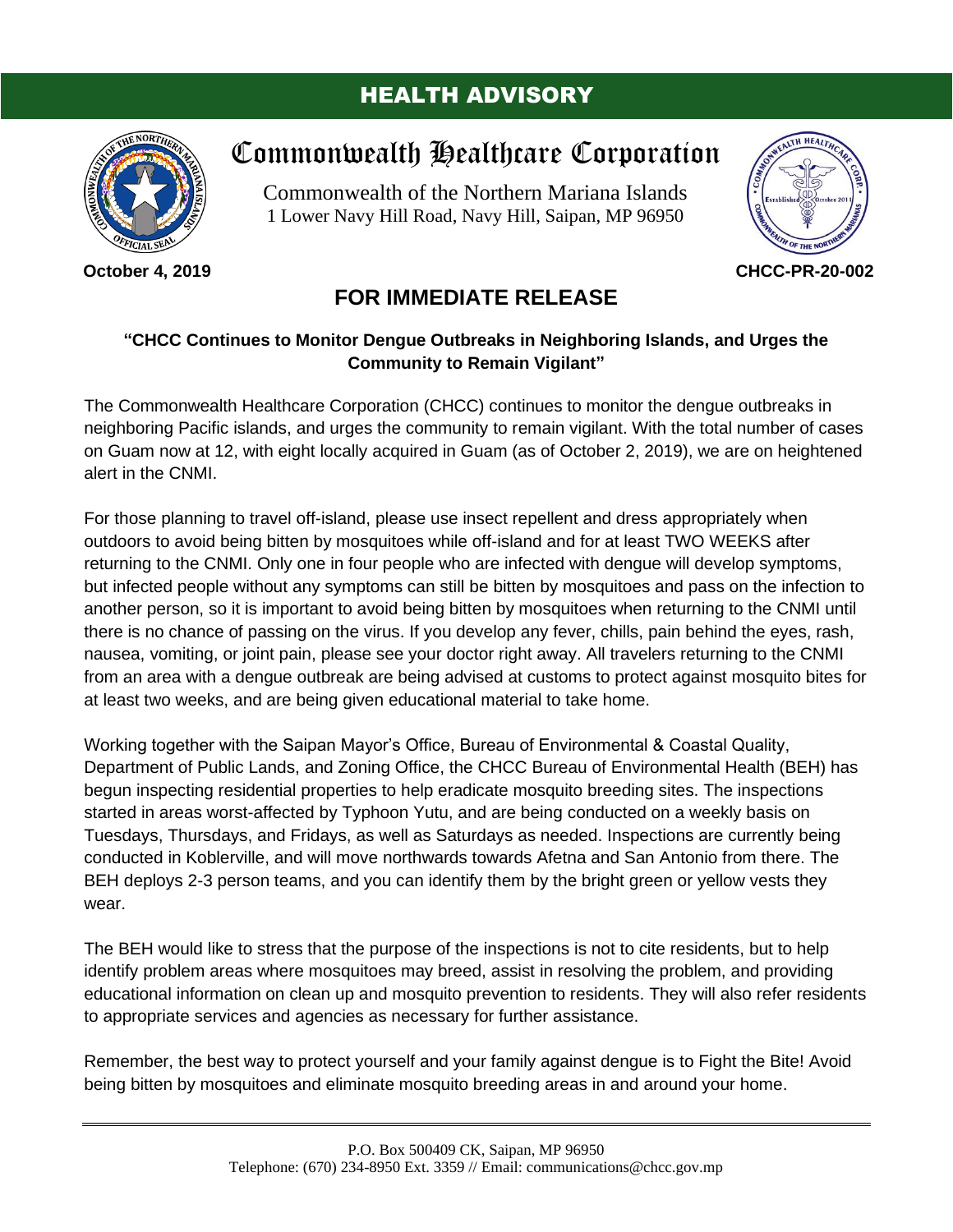# HEALTH ADVISORY

# Commonwealth Healthcare Corporation

Commonwealth of the Northern Mariana Islands
1 Lower Navy Hill Road, Navy Hill, Saipan, MP 96950

**October 4, 2019** **CHCC-PR-20-002**

## FOR IMMEDIATE RELEASE

### "CHCC Continues to Monitor Dengue Outbreaks in Neighboring Islands, and Urges the Community to Remain Vigilant"

The Commonwealth Healthcare Corporation (CHCC) continues to monitor the dengue outbreaks in neighboring Pacific islands, and urges the community to remain vigilant. With the total number of cases on Guam now at 12, with eight locally acquired in Guam (as of October 2, 2019), we are on heightened alert in the CNMI.

For those planning to travel off-island, please use insect repellent and dress appropriately when outdoors to avoid being bitten by mosquitoes while off-island and for at least TWO WEEKS after returning to the CNMI. Only one in four people who are infected with dengue will develop symptoms, but infected people without any symptoms can still be bitten by mosquitoes and pass on the infection to another person, so it is important to avoid being bitten by mosquitoes when returning to the CNMI until there is no chance of passing on the virus. If you develop any fever, chills, pain behind the eyes, rash, nausea, vomiting, or joint pain, please see your doctor right away. All travelers returning to the CNMI from an area with a dengue outbreak are being advised at customs to protect against mosquito bites for at least two weeks, and are being given educational material to take home.

Working together with the Saipan Mayor's Office, Bureau of Environmental & Coastal Quality, Department of Public Lands, and Zoning Office, the CHCC Bureau of Environmental Health (BEH) has begun inspecting residential properties to help eradicate mosquito breeding sites. The inspections started in areas worst-affected by Typhoon Yutu, and are being conducted on a weekly basis on Tuesdays, Thursdays, and Fridays, as well as Saturdays as needed. Inspections are currently being conducted in Koblerville, and will move northwards towards Afetna and San Antonio from there. The BEH deploys 2-3 person teams, and you can identify them by the bright green or yellow vests they wear.

The BEH would like to stress that the purpose of the inspections is not to cite residents, but to help identify problem areas where mosquitoes may breed, assist in resolving the problem, and providing educational information on clean up and mosquito prevention to residents. They will also refer residents to appropriate services and agencies as necessary for further assistance.

Remember, the best way to protect yourself and your family against dengue is to Fight the Bite! Avoid being bitten by mosquitoes and eliminate mosquito breeding areas in and around your home.

---

P.O. Box 500409 CK, Saipan, MP 96950
Telephone: (670) 234-8950 Ext. 3359 // Email: communications@chcc.gov.mp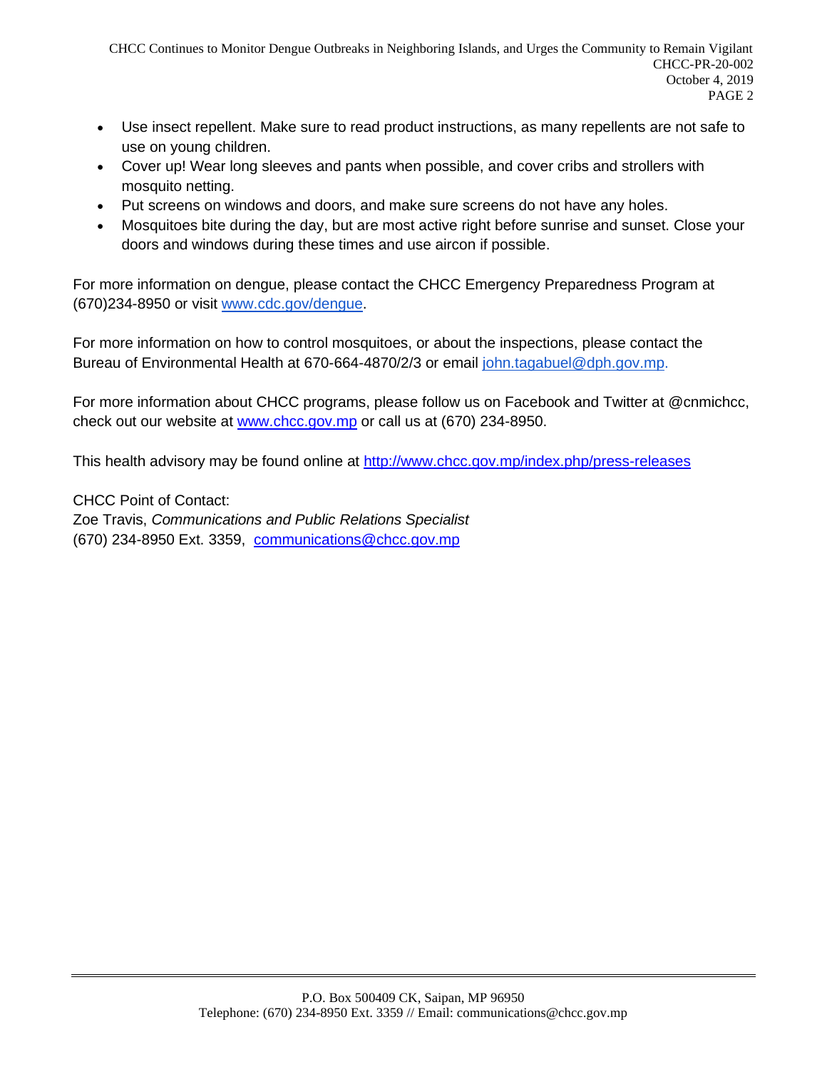- Use insect repellent. Make sure to read product instructions, as many repellents are not safe to use on young children.
- Cover up! Wear long sleeves and pants when possible, and cover cribs and strollers with mosquito netting.
- Put screens on windows and doors, and make sure screens do not have any holes.
- Mosquitoes bite during the day, but are most active right before sunrise and sunset. Close your doors and windows during these times and use aircon if possible.

For more information on dengue, please contact the CHCC Emergency Preparedness Program at (670)234-8950 or visit www.cdc.gov/dengue.

For more information on how to control mosquitoes, or about the inspections, please contact the Bureau of Environmental Health at 670-664-4870/2/3 or email john.tagabuel@dph.gov.mp.

For more information about CHCC programs, please follow us on Facebook and Twitter at @cnmichcc, check out our website at www.chcc.gov.mp or call us at (670) 234-8950.

This health advisory may be found online at http://www.chcc.gov.mp/index.php/press-releases

CHCC Point of Contact:
Zoe Travis, *Communications and Public Relations Specialist*
(670) 234-8950 Ext. 3359, communications@chcc.gov.mp

P.O. Box 500409 CK, Saipan, MP 96950
Telephone: (670) 234-8950 Ext. 3359 // Email: communications@chcc.gov.mp